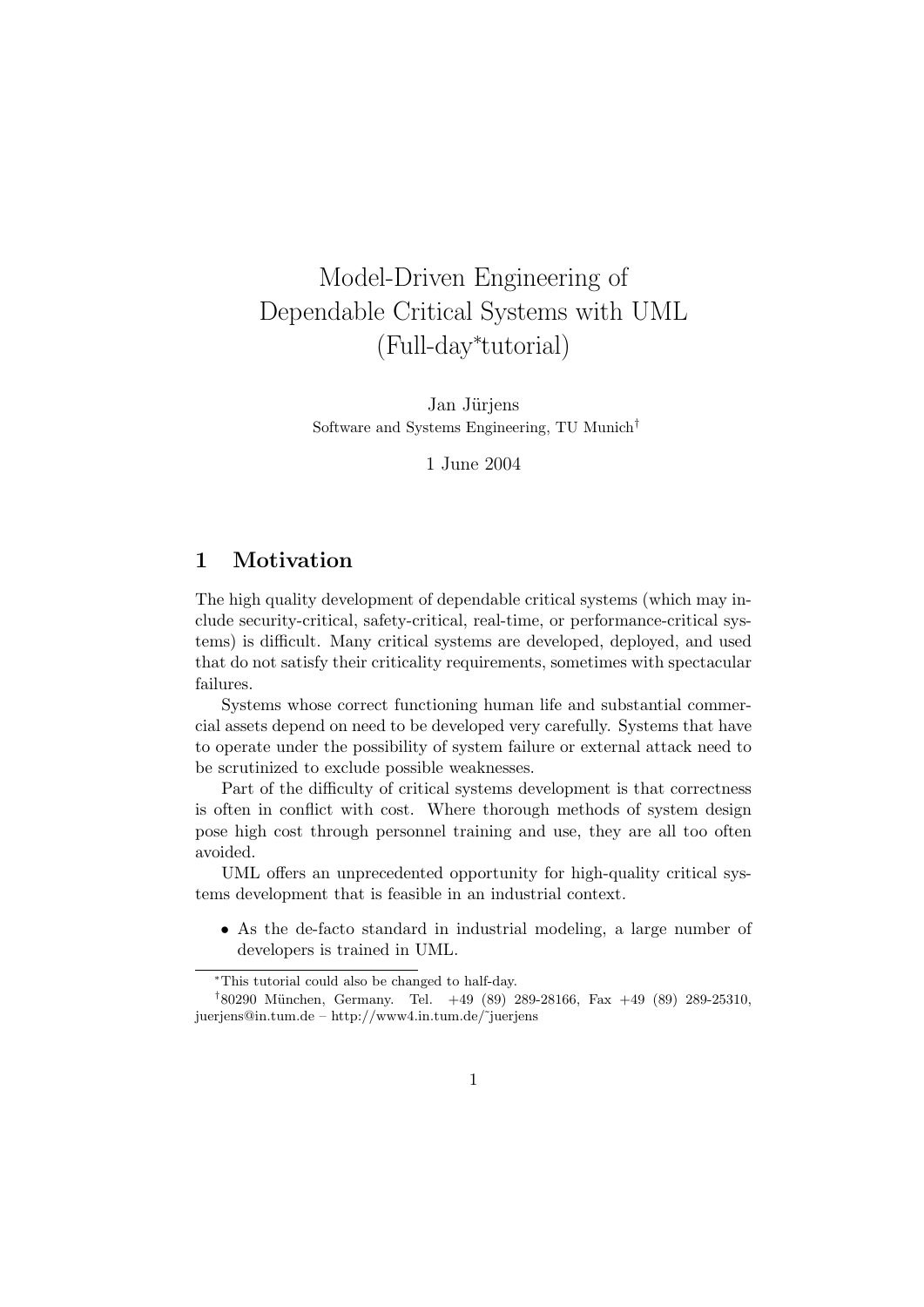# Model-Driven Engineering of Dependable Critical Systems with UML (Full-day*tutorial)

Jan Jürjens
Software and Systems Engineering, TU Munich†

1 June 2004

## 1 Motivation

The high quality development of dependable critical systems (which may include security-critical, safety-critical, real-time, or performance-critical systems) is difficult. Many critical systems are developed, deployed, and used that do not satisfy their criticality requirements, sometimes with spectacular failures.

Systems whose correct functioning human life and substantial commercial assets depend on need to be developed very carefully. Systems that have to operate under the possibility of system failure or external attack need to be scrutinized to exclude possible weaknesses.

Part of the difficulty of critical systems development is that correctness is often in conflict with cost. Where thorough methods of system design pose high cost through personnel training and use, they are all too often avoided.

UML offers an unprecedented opportunity for high-quality critical systems development that is feasible in an industrial context.

- As the de-facto standard in industrial modeling, a large number of developers is trained in UML.

---

*This tutorial could also be changed to half-day.

†80290 München, Germany. Tel. +49 (89) 289-28166, Fax +49 (89) 289-25310, juerjens@in.tum.de – http://www4.in.tum.de/~juerjens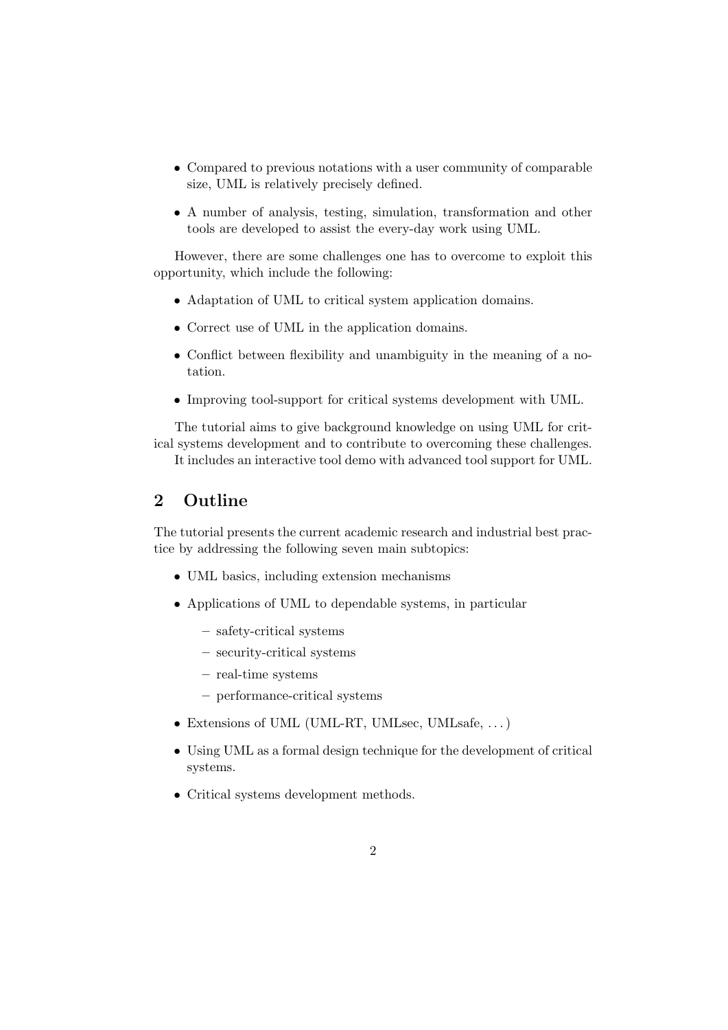- Compared to previous notations with a user community of comparable size, UML is relatively precisely defined.
- A number of analysis, testing, simulation, transformation and other tools are developed to assist the every-day work using UML.

However, there are some challenges one has to overcome to exploit this opportunity, which include the following:

- Adaptation of UML to critical system application domains.
- Correct use of UML in the application domains.
- Conflict between flexibility and unambiguity in the meaning of a notation.
- Improving tool-support for critical systems development with UML.

The tutorial aims to give background knowledge on using UML for critical systems development and to contribute to overcoming these challenges.

It includes an interactive tool demo with advanced tool support for UML.

## 2 Outline

The tutorial presents the current academic research and industrial best practice by addressing the following seven main subtopics:

- UML basics, including extension mechanisms
- Applications of UML to dependable systems, in particular
  - safety-critical systems
  - security-critical systems
  - real-time systems
  - performance-critical systems
- Extensions of UML (UML-RT, UMLsec, UMLsafe, ...)
- Using UML as a formal design technique for the development of critical systems.
- Critical systems development methods.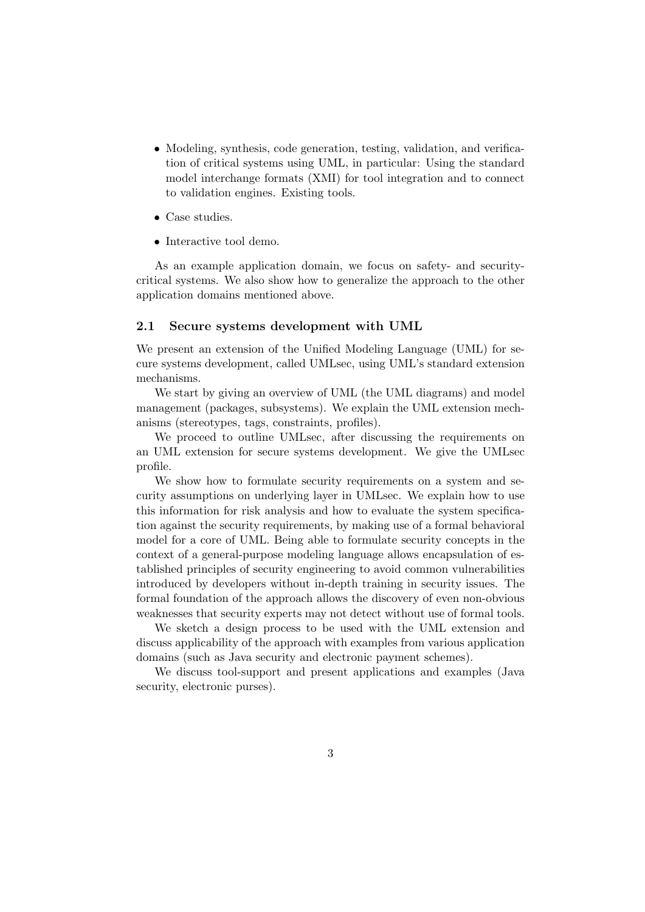- Modeling, synthesis, code generation, testing, validation, and verification of critical systems using UML, in particular: Using the standard model interchange formats (XMI) for tool integration and to connect to validation engines. Existing tools.
- Case studies.
- Interactive tool demo.

As an example application domain, we focus on safety- and security-critical systems. We also show how to generalize the approach to the other application domains mentioned above.

### 2.1 Secure systems development with UML

We present an extension of the Unified Modeling Language (UML) for secure systems development, called UMLsec, using UML's standard extension mechanisms.

We start by giving an overview of UML (the UML diagrams) and model management (packages, subsystems). We explain the UML extension mechanisms (stereotypes, tags, constraints, profiles).

We proceed to outline UMLsec, after discussing the requirements on an UML extension for secure systems development. We give the UMLsec profile.

We show how to formulate security requirements on a system and security assumptions on underlying layer in UMLsec. We explain how to use this information for risk analysis and how to evaluate the system specification against the security requirements, by making use of a formal behavioral model for a core of UML. Being able to formulate security concepts in the context of a general-purpose modeling language allows encapsulation of established principles of security engineering to avoid common vulnerabilities introduced by developers without in-depth training in security issues. The formal foundation of the approach allows the discovery of even non-obvious weaknesses that security experts may not detect without use of formal tools.

We sketch a design process to be used with the UML extension and discuss applicability of the approach with examples from various application domains (such as Java security and electronic payment schemes).

We discuss tool-support and present applications and examples (Java security, electronic purses).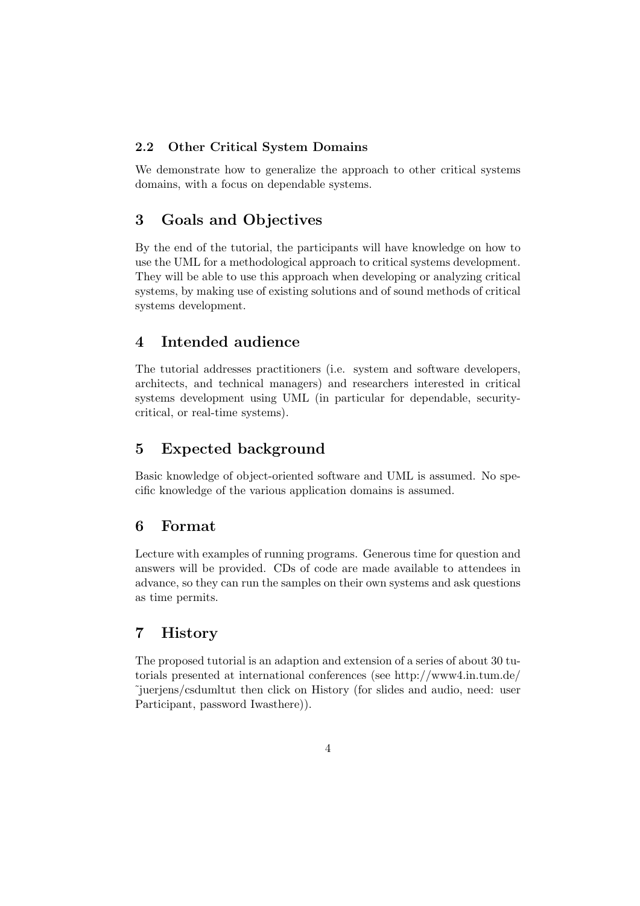### 2.2 Other Critical System Domains

We demonstrate how to generalize the approach to other critical systems domains, with a focus on dependable systems.

## 3 Goals and Objectives

By the end of the tutorial, the participants will have knowledge on how to use the UML for a methodological approach to critical systems development. They will be able to use this approach when developing or analyzing critical systems, by making use of existing solutions and of sound methods of critical systems development.

## 4 Intended audience

The tutorial addresses practitioners (i.e. system and software developers, architects, and technical managers) and researchers interested in critical systems development using UML (in particular for dependable, security-critical, or real-time systems).

## 5 Expected background

Basic knowledge of object-oriented software and UML is assumed. No specific knowledge of the various application domains is assumed.

## 6 Format

Lecture with examples of running programs. Generous time for question and answers will be provided. CDs of code are made available to attendees in advance, so they can run the samples on their own systems and ask questions as time permits.

## 7 History

The proposed tutorial is an adaption and extension of a series of about 30 tutorials presented at international conferences (see http://www4.in.tum.de/~juerjens/csdumltut then click on History (for slides and audio, need: user Participant, password Iwasthere)).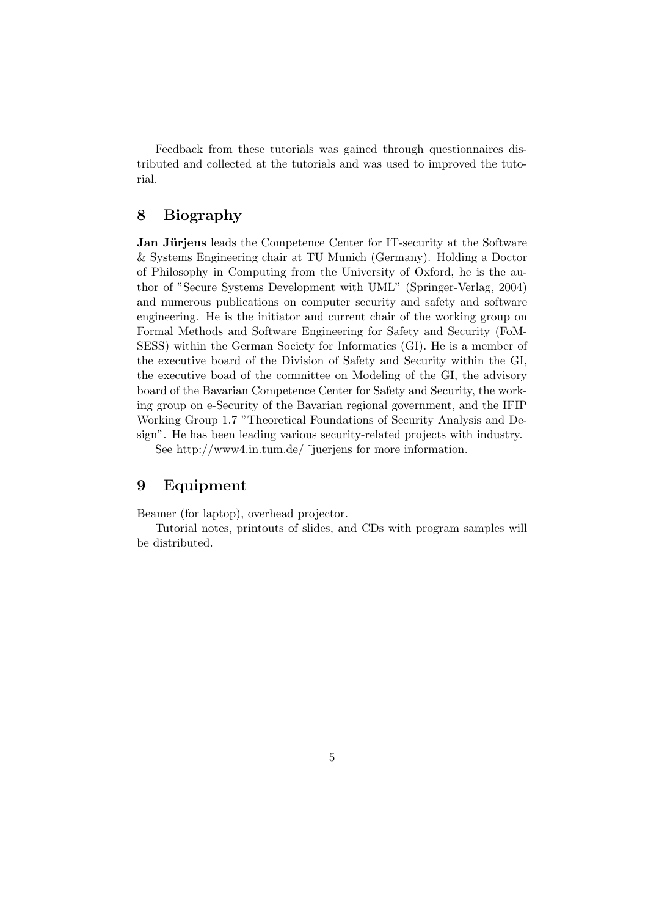Feedback from these tutorials was gained through questionnaires distributed and collected at the tutorials and was used to improved the tutorial.

## 8 Biography

**Jan Jürjens** leads the Competence Center for IT-security at the Software & Systems Engineering chair at TU Munich (Germany). Holding a Doctor of Philosophy in Computing from the University of Oxford, he is the author of "Secure Systems Development with UML" (Springer-Verlag, 2004) and numerous publications on computer security and safety and software engineering. He is the initiator and current chair of the working group on Formal Methods and Software Engineering for Safety and Security (FoMSESS) within the German Society for Informatics (GI). He is a member of the executive board of the Division of Safety and Security within the GI, the executive boad of the committee on Modeling of the GI, the advisory board of the Bavarian Competence Center for Safety and Security, the working group on e-Security of the Bavarian regional government, and the IFIP Working Group 1.7 "Theoretical Foundations of Security Analysis and Design". He has been leading various security-related projects with industry.

See http://www4.in.tum.de/ ˜juerjens for more information.

## 9 Equipment

Beamer (for laptop), overhead projector.

Tutorial notes, printouts of slides, and CDs with program samples will be distributed.